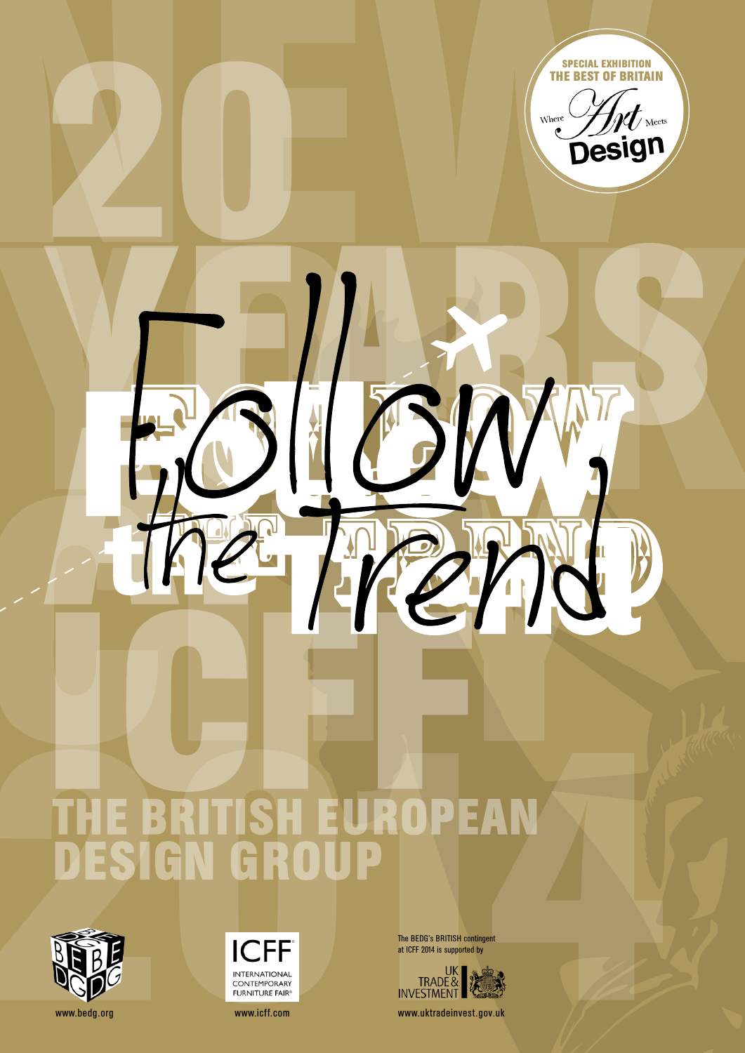SPECIAL EXHIBITION
THE BEST OF BRITAIN

Where Art Meets Design

20 YEARS AT ICFF 2014

NEW YORK

# Follow the Trend

## THE BRITISH EUROPEAN DESIGN GROUP

www.bedg.org

ICFF INTERNATIONAL CONTEMPORARY FURNITURE FAIR®

www.icff.com

The BEDG's BRITISH contingent at ICFF 2014 is supported by

UK TRADE & INVESTMENT

www.uktradeinvest.gov.uk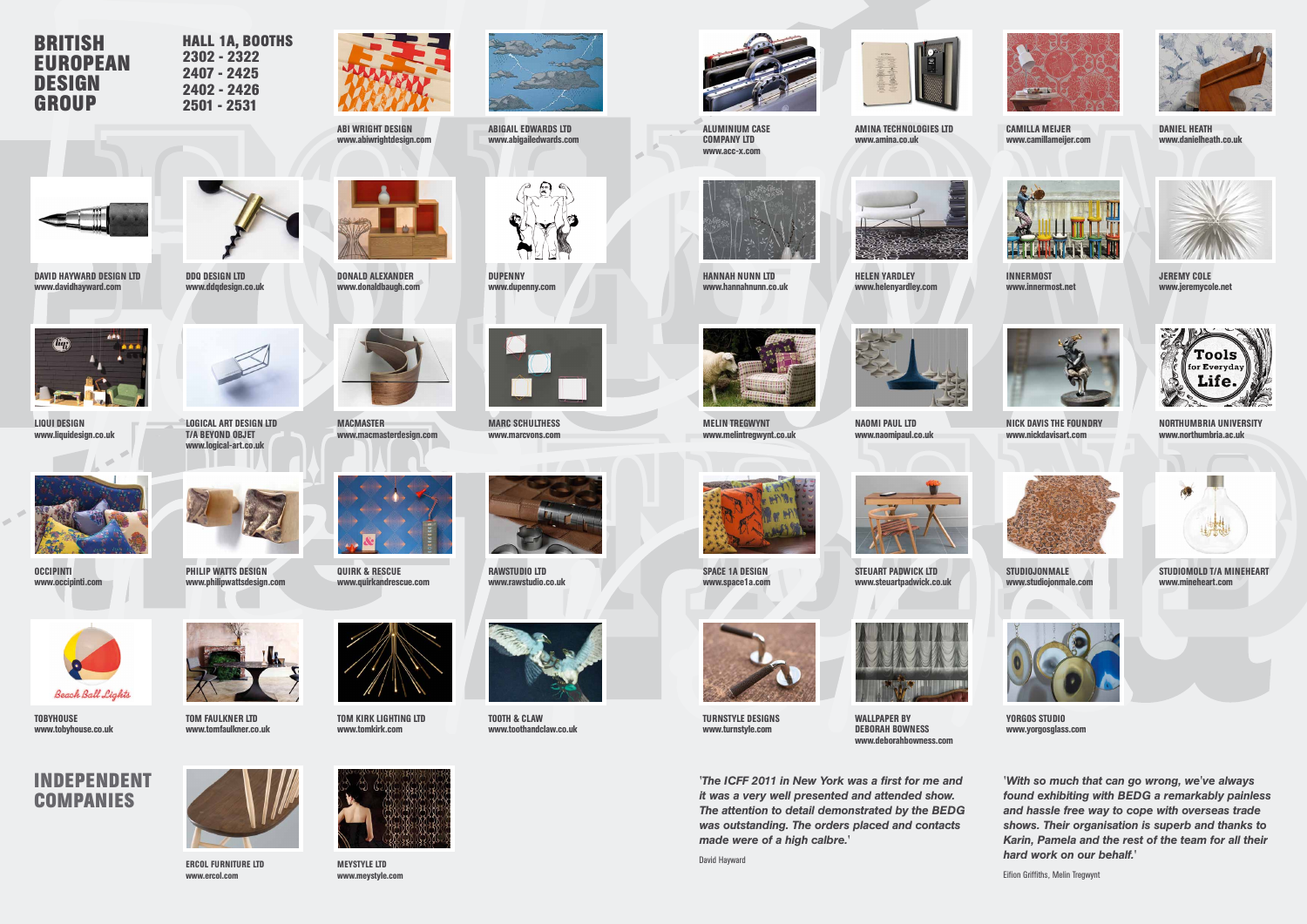# BRITISH EUROPEAN DESIGN GROUP

**HALL 1A, BOOTHS**
**2302 - 2322**
**2407 - 2425**
**2402 - 2426**
**2501 - 2531**

**ABI WRIGHT DESIGN**
www.abiwrightdesign.com

**ABIGAIL EDWARDS LTD**
www.abigailedwards.com

**DAVID HAYWARD DESIGN LTD**
www.davidhayward.com

**DDQ DESIGN LTD**
www.ddqdesign.co.uk

**DONALD ALEXANDER**
www.donaldbaugh.com

**DUPENNY**
www.dupenny.com

**LIQUI DESIGN**
www.liquidesign.co.uk

**LOGICAL ART DESIGN LTD T/A BEYOND OBJET**
www.logical-art.co.uk

**MACMASTER**
www.macmasterdesign.com

**MARC SCHULTHESS**
www.marcvons.com

**OCCIPINTI**
www.occipinti.com

**PHILIP WATTS DESIGN**
www.philipwattsdesign.com

**QUIRK & RESCUE**
www.quirkandrescue.com

**RAWSTUDIO CO LTD**
www.rawstudio.co.uk

**TOBYHOUSE**
www.tobyhouse.co.uk

**TOM FAULKNER LTD**
www.tomfaulkner.co.uk

**TOM KIRK LIGHTING LTD**
www.tomkirk.com

**TOOTH & CLAW**
www.toothandclaw.co.uk

**ALUMINIUM CASE COMPANY LTD**
www.acc-x.com

**AMINA TECHNOLOGIES LTD**
www.amina.co.uk

**CAMILLA MEIJER**
www.camillameijer.com

**DANIEL HEATH**
www.danielheath.co.uk

**HANNAH NUNN LTD**
www.hannahnunn.co.uk

**HELEN YARDLEY**
www.helenyardley.com

**INNERMOST**
www.innermost.net

**JEREMY COLE**
www.jeremycole.net

**MELIN TREGWYNT**
www.melintregwynt.co.uk

**NAOMI PAUL LTD**
www.naomipaul.co.uk

**NICK DAVIS THE FOUNDRY**
www.nickdavisart.com

**NORTHUMBRIA UNIVERSITY**
www.northumbria.ac.uk

**SPACE 1A DESIGN**
www.space1a.com

**STEUART PADWICK LTD**
www.steuartpadwick.co.uk

**STUDIOJONMALE**
www.studiojonmale.com

**STUDIOMOLD T/A MINEHEART**
www.mineheart.com

**TURNSTYLE DESIGNS**
www.turnstyle.com

**WALLPAPER BY DEBORAH BOWNESS**
www.deborahbowness.com

**YORGOS STUDIO**
www.yorgosglass.com

# INDEPENDENT COMPANIES

**ERCOL FURNITURE LTD**
www.ercol.com

**MEYSTYLE LTD**
www.meystyle.com

*'The ICFF 2011 in New York was a first for me and it was a very well presented and attended show. The attention to detail demonstrated by the BEDG was outstanding. The orders placed and contacts made were of a high calbre.'*

David Hayward

*'With so much that can go wrong, we've always found exhibiting with BEDG a remarkably painless and hassle free way to cope with overseas trade shows. Their organisation is superb and thanks to Karin, Pamela and the rest of the team for all their hard work on our behalf.'*

Eifion Griffiths, Melin Tregwynt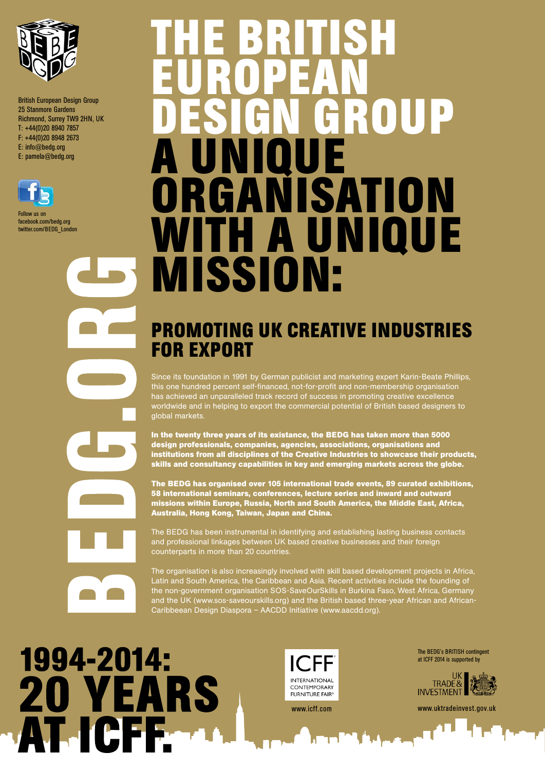British European Design Group
25 Stanmore Gardens
Richmond, Surrey TW9 2HN, UK
T: +44(0)20 8940 7857
F: +44(0)20 8948 2673
E: info@bedg.org
E: pamela@bedg.org

Follow us on
facebook.com/bedg.org
twitter.com/BEDG_London

BEDG.ORG

# THE BRITISH EUROPEAN DESIGN GROUP A UNIQUE ORGANISATION WITH A UNIQUE MISSION:

## PROMOTING UK CREATIVE INDUSTRIES FOR EXPORT

Since its foundation in 1991 by German publicist and marketing expert Karin-Beate Phillips, this one hundred percent self-financed, not-for-profit and non-membership organisation has achieved an unparalleled track record of success in promoting creative excellence worldwide and in helping to export the commercial potential of British based designers to global markets.

**In the twenty three years of its existance, the BEDG has taken more than 5000 design professionals, companies, agencies, associations, organisations and institutions from all disciplines of the Creative Industries to showcase their products, skills and consultancy capabilities in key and emerging markets across the globe.**

**The BEDG has organised over 105 international trade events, 89 curated exhibitions, 58 international seminars, conferences, lecture series and inward and outward missions within Europe, Russia, North and South America, the Middle East, Africa, Australia, Hong Kong, Taiwan, Japan and China.**

The BEDG has been instrumental in identifying and establishing lasting business contacts and professional linkages between UK based creative businesses and their foreign counterparts in more than 20 countries.

The organisation is also increasingly involved with skill based development projects in Africa, Latin and South America, the Caribbean and Asia. Recent activities include the founding of the non-government organisation SOS-SaveOurSkills in Burkina Faso, West Africa, Germany and the UK (www.sos-saveourskills.org) and the British based three-year African and African-Caribbeean Design Diaspora – AACDD Initiative (www.aacdd.org).

# 1994-2014: 20 YEARS AT ICFF.

ICFF INTERNATIONAL CONTEMPORARY FURNITURE FAIR
www.icff.com

The BEDG's BRITISH contingent at ICFF 2014 is supported by

UK TRADE & INVESTMENT
www.uktradeinvest.gov.uk